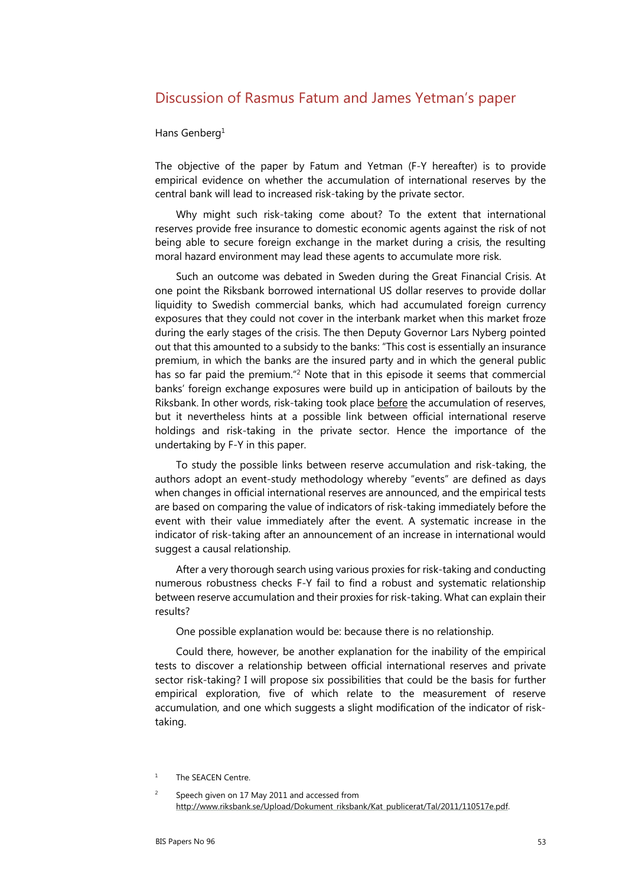# Discussion of Rasmus Fatum and James Yetman's paper

Hans Genberg[1]

The objective of the paper by Fatum and Yetman (F-Y hereafter) is to provide empirical evidence on whether the accumulation of international reserves by the central bank will lead to increased risk-taking by the private sector.

Why might such risk-taking come about? To the extent that international reserves provide free insurance to domestic economic agents against the risk of not being able to secure foreign exchange in the market during a crisis, the resulting moral hazard environment may lead these agents to accumulate more risk.

Such an outcome was debated in Sweden during the Great Financial Crisis. At one point the Riksbank borrowed international US dollar reserves to provide dollar liquidity to Swedish commercial banks, which had accumulated foreign currency exposures that they could not cover in the interbank market when this market froze during the early stages of the crisis. The then Deputy Governor Lars Nyberg pointed out that this amounted to a subsidy to the banks: "This cost is essentially an insurance premium, in which the banks are the insured party and in which the general public has so far paid the premium."[2] Note that in this episode it seems that commercial banks' foreign exchange exposures were build up in anticipation of bailouts by the Riksbank. In other words, risk-taking took place before the accumulation of reserves, but it nevertheless hints at a possible link between official international reserve holdings and risk-taking in the private sector. Hence the importance of the undertaking by F-Y in this paper.

To study the possible links between reserve accumulation and risk-taking, the authors adopt an event-study methodology whereby "events" are defined as days when changes in official international reserves are announced, and the empirical tests are based on comparing the value of indicators of risk-taking immediately before the event with their value immediately after the event. A systematic increase in the indicator of risk-taking after an announcement of an increase in international would suggest a causal relationship.

After a very thorough search using various proxies for risk-taking and conducting numerous robustness checks F-Y fail to find a robust and systematic relationship between reserve accumulation and their proxies for risk-taking. What can explain their results?

One possible explanation would be: because there is no relationship.

Could there, however, be another explanation for the inability of the empirical tests to discover a relationship between official international reserves and private sector risk-taking? I will propose six possibilities that could be the basis for further empirical exploration, five of which relate to the measurement of reserve accumulation, and one which suggests a slight modification of the indicator of risk-taking.

[1] The SEACEN Centre.

[2] Speech given on 17 May 2011 and accessed from http://www.riksbank.se/Upload/Dokument_riksbank/Kat_publicerat/Tal/2011/110517e.pdf.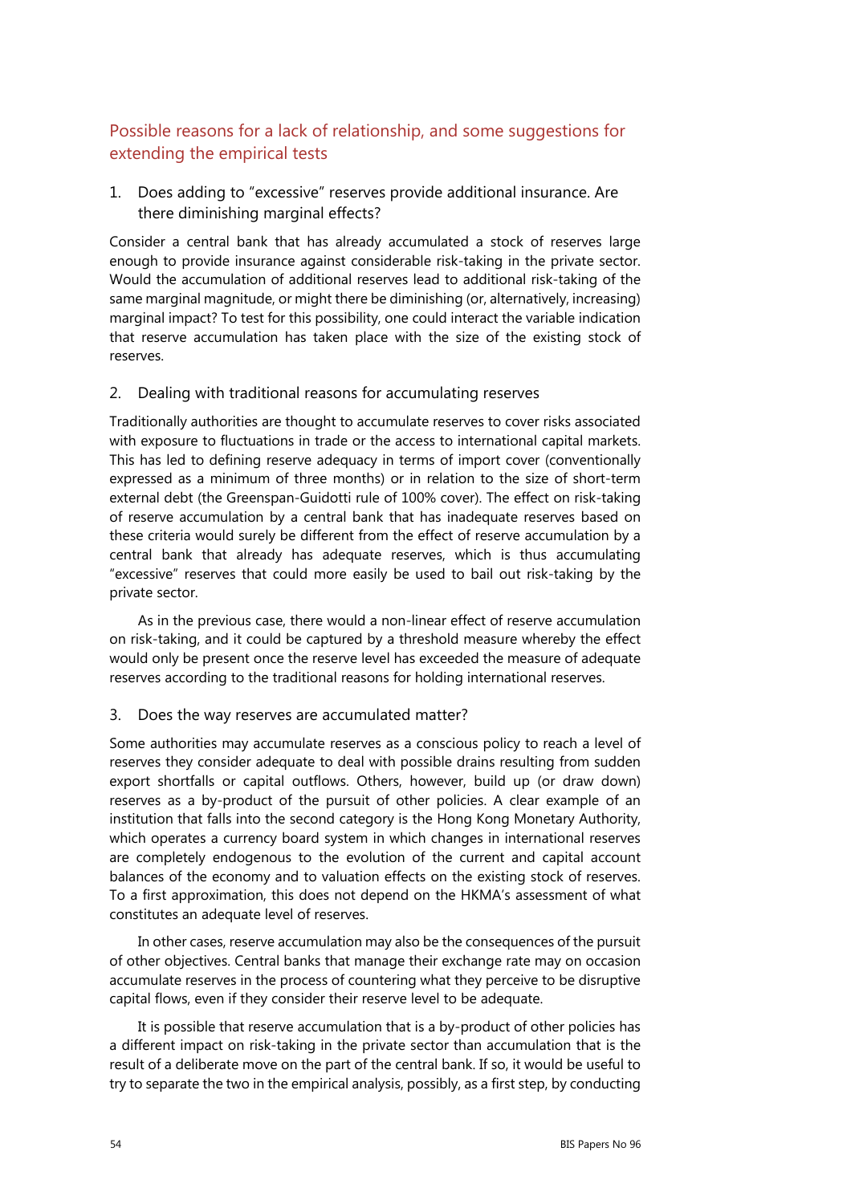## Possible reasons for a lack of relationship, and some suggestions for extending the empirical tests

### 1. Does adding to "excessive" reserves provide additional insurance. Are there diminishing marginal effects?

Consider a central bank that has already accumulated a stock of reserves large enough to provide insurance against considerable risk-taking in the private sector. Would the accumulation of additional reserves lead to additional risk-taking of the same marginal magnitude, or might there be diminishing (or, alternatively, increasing) marginal impact? To test for this possibility, one could interact the variable indication that reserve accumulation has taken place with the size of the existing stock of reserves.

### 2. Dealing with traditional reasons for accumulating reserves

Traditionally authorities are thought to accumulate reserves to cover risks associated with exposure to fluctuations in trade or the access to international capital markets. This has led to defining reserve adequacy in terms of import cover (conventionally expressed as a minimum of three months) or in relation to the size of short-term external debt (the Greenspan-Guidotti rule of 100% cover). The effect on risk-taking of reserve accumulation by a central bank that has inadequate reserves based on these criteria would surely be different from the effect of reserve accumulation by a central bank that already has adequate reserves, which is thus accumulating "excessive" reserves that could more easily be used to bail out risk-taking by the private sector.

As in the previous case, there would a non-linear effect of reserve accumulation on risk-taking, and it could be captured by a threshold measure whereby the effect would only be present once the reserve level has exceeded the measure of adequate reserves according to the traditional reasons for holding international reserves.

### 3. Does the way reserves are accumulated matter?

Some authorities may accumulate reserves as a conscious policy to reach a level of reserves they consider adequate to deal with possible drains resulting from sudden export shortfalls or capital outflows. Others, however, build up (or draw down) reserves as a by-product of the pursuit of other policies. A clear example of an institution that falls into the second category is the Hong Kong Monetary Authority, which operates a currency board system in which changes in international reserves are completely endogenous to the evolution of the current and capital account balances of the economy and to valuation effects on the existing stock of reserves. To a first approximation, this does not depend on the HKMA's assessment of what constitutes an adequate level of reserves.

In other cases, reserve accumulation may also be the consequences of the pursuit of other objectives. Central banks that manage their exchange rate may on occasion accumulate reserves in the process of countering what they perceive to be disruptive capital flows, even if they consider their reserve level to be adequate.

It is possible that reserve accumulation that is a by-product of other policies has a different impact on risk-taking in the private sector than accumulation that is the result of a deliberate move on the part of the central bank. If so, it would be useful to try to separate the two in the empirical analysis, possibly, as a first step, by conducting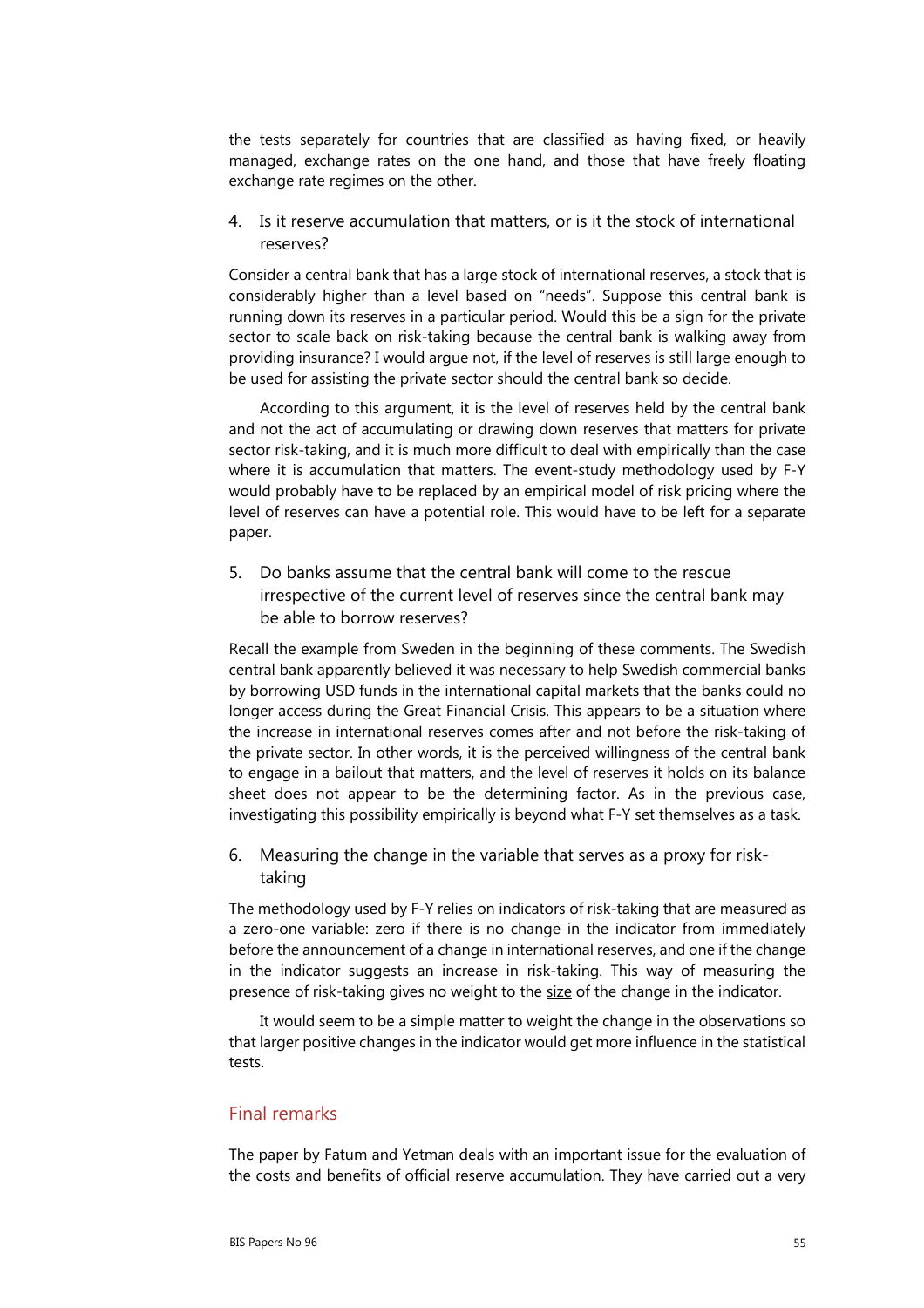the tests separately for countries that are classified as having fixed, or heavily managed, exchange rates on the one hand, and those that have freely floating exchange rate regimes on the other.

4. Is it reserve accumulation that matters, or is it the stock of international reserves?

Consider a central bank that has a large stock of international reserves, a stock that is considerably higher than a level based on "needs". Suppose this central bank is running down its reserves in a particular period. Would this be a sign for the private sector to scale back on risk-taking because the central bank is walking away from providing insurance? I would argue not, if the level of reserves is still large enough to be used for assisting the private sector should the central bank so decide.

According to this argument, it is the level of reserves held by the central bank and not the act of accumulating or drawing down reserves that matters for private sector risk-taking, and it is much more difficult to deal with empirically than the case where it is accumulation that matters. The event-study methodology used by F-Y would probably have to be replaced by an empirical model of risk pricing where the level of reserves can have a potential role. This would have to be left for a separate paper.

5. Do banks assume that the central bank will come to the rescue irrespective of the current level of reserves since the central bank may be able to borrow reserves?

Recall the example from Sweden in the beginning of these comments. The Swedish central bank apparently believed it was necessary to help Swedish commercial banks by borrowing USD funds in the international capital markets that the banks could no longer access during the Great Financial Crisis. This appears to be a situation where the increase in international reserves comes after and not before the risk-taking of the private sector. In other words, it is the perceived willingness of the central bank to engage in a bailout that matters, and the level of reserves it holds on its balance sheet does not appear to be the determining factor. As in the previous case, investigating this possibility empirically is beyond what F-Y set themselves as a task.

6. Measuring the change in the variable that serves as a proxy for risk-taking

The methodology used by F-Y relies on indicators of risk-taking that are measured as a zero-one variable: zero if there is no change in the indicator from immediately before the announcement of a change in international reserves, and one if the change in the indicator suggests an increase in risk-taking. This way of measuring the presence of risk-taking gives no weight to the size of the change in the indicator.

It would seem to be a simple matter to weight the change in the observations so that larger positive changes in the indicator would get more influence in the statistical tests.

## Final remarks

The paper by Fatum and Yetman deals with an important issue for the evaluation of the costs and benefits of official reserve accumulation. They have carried out a very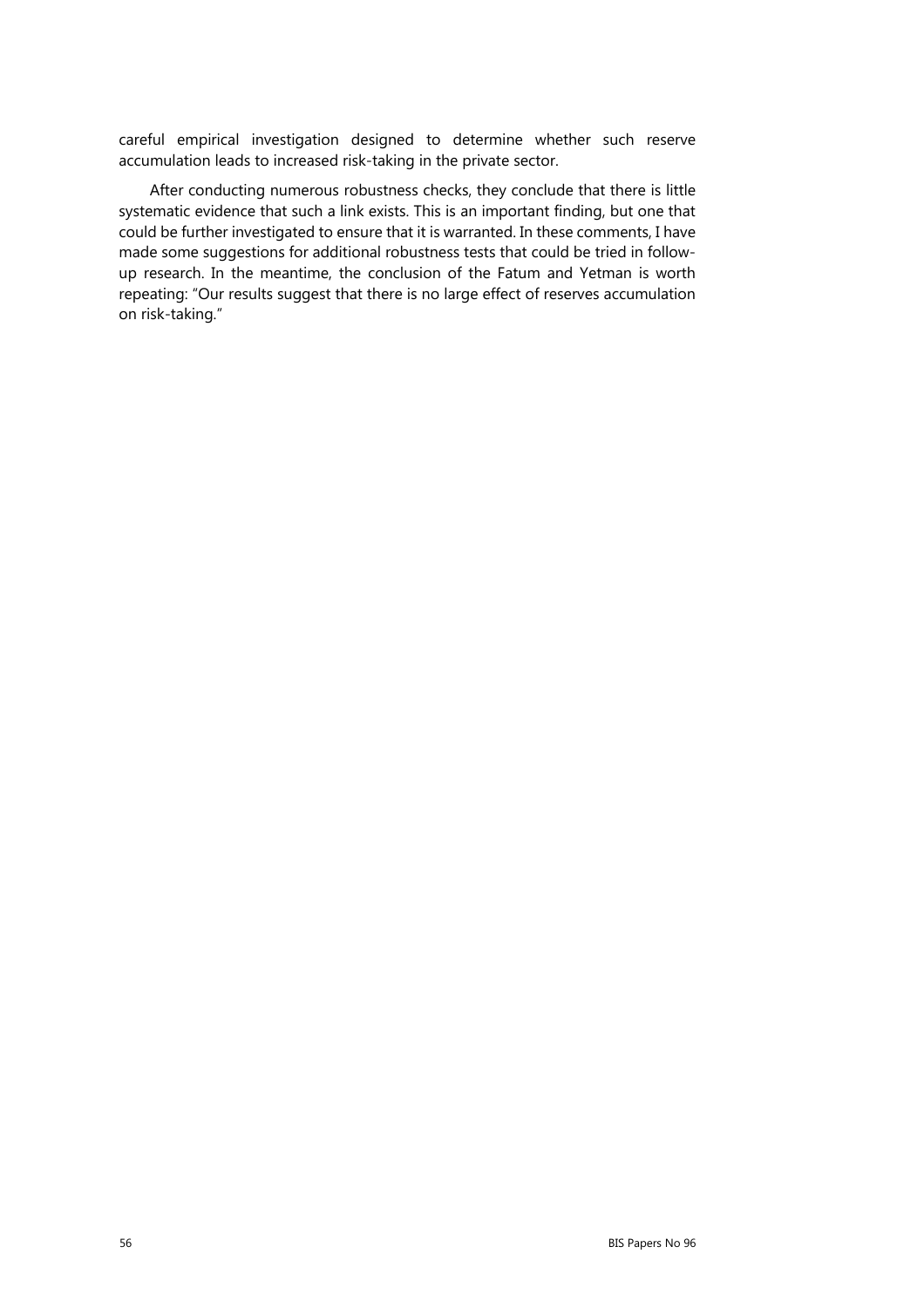careful empirical investigation designed to determine whether such reserve accumulation leads to increased risk-taking in the private sector.

After conducting numerous robustness checks, they conclude that there is little systematic evidence that such a link exists. This is an important finding, but one that could be further investigated to ensure that it is warranted. In these comments, I have made some suggestions for additional robustness tests that could be tried in follow-up research. In the meantime, the conclusion of the Fatum and Yetman is worth repeating: "Our results suggest that there is no large effect of reserves accumulation on risk-taking."